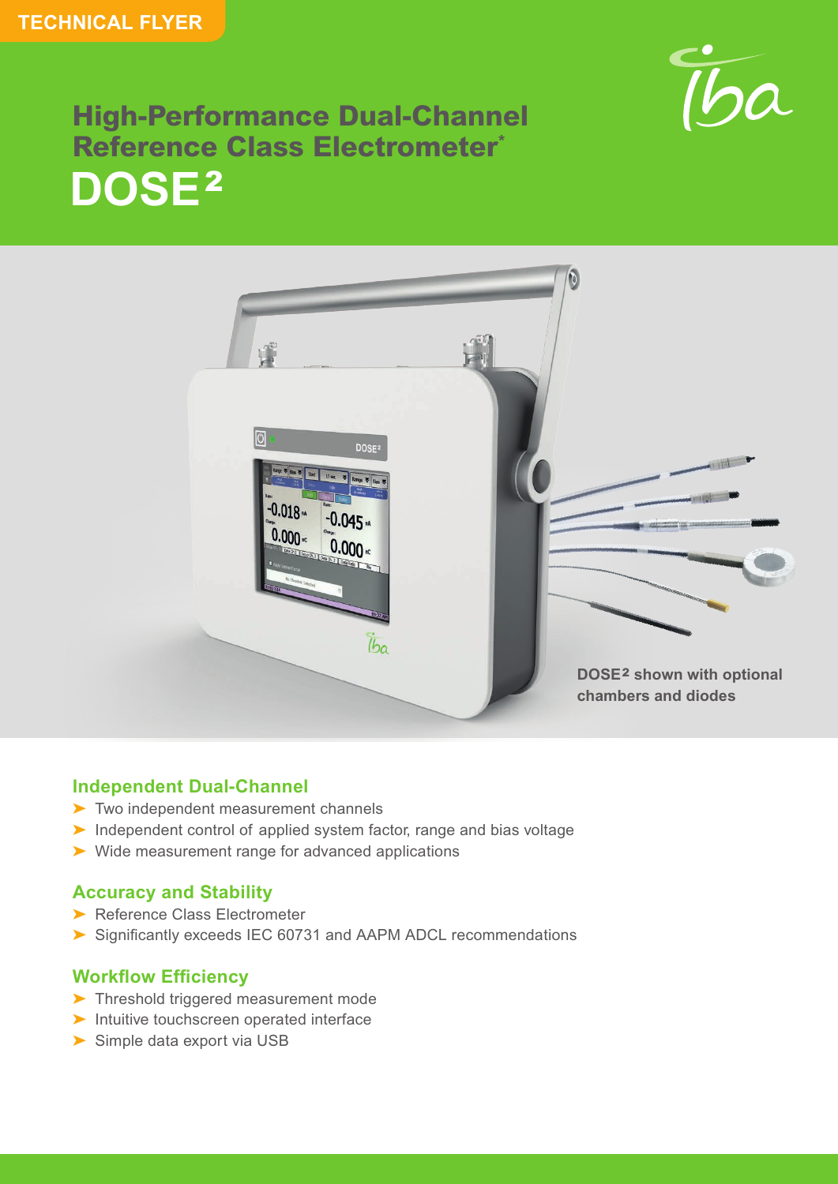TECHNICAL FLYER

# High-Performance Dual-Channel Reference Class Electrometer*

# DOSE²

DOSE² shown with optional chambers and diodes

## Independent Dual-Channel

- Two independent measurement channels
- Independent control of applied system factor, range and bias voltage
- Wide measurement range for advanced applications

## Accuracy and Stability

- Reference Class Electrometer
- Significantly exceeds IEC 60731 and AAPM ADCL recommendations

## Workflow Efficiency

- Threshold triggered measurement mode
- Intuitive touchscreen operated interface
- Simple data export via USB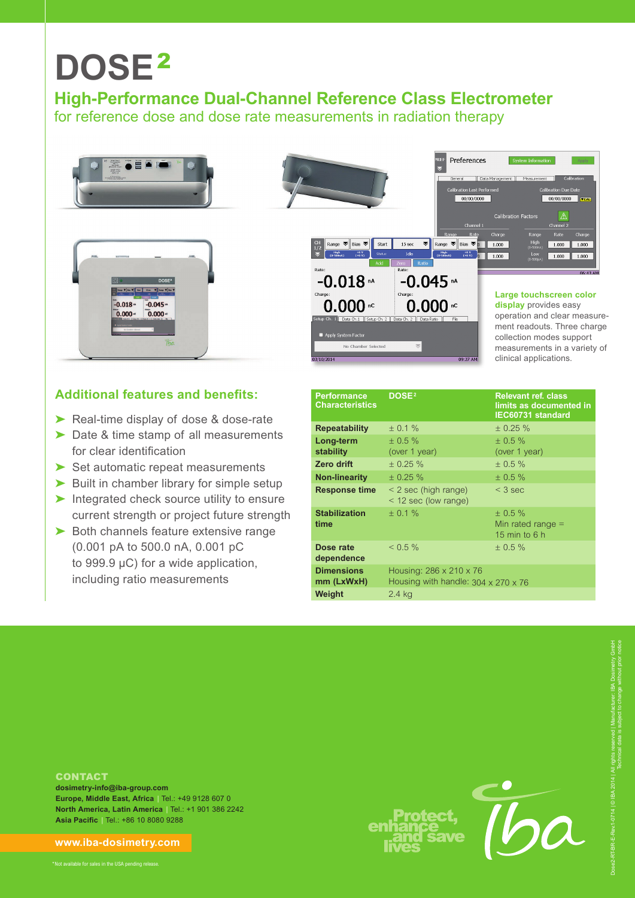# DOSE²

## High-Performance Dual-Channel Reference Class Electrometer

for reference dose and dose rate measurements in radiation therapy

**Large touchscreen color display** provides easy operation and clear measurement readouts. Three charge collection modes support measurements in a variety of clinical applications.

## Additional features and benefits:

- Real-time display of dose & dose-rate
- Date & time stamp of all measurements for clear identification
- Set automatic repeat measurements
- Built in chamber library for simple setup
- Integrated check source utility to ensure current strength or project future strength
- Both channels feature extensive range (0.001 pA to 500.0 nA, 0.001 pC to 999.9 µC) for a wide application, including ratio measurements

| Performance Characteristics | DOSE² | Relevant ref. class limits as documented in IEC60731 standard |
|---|---|---|
| **Repeatability** | ± 0.1 % | ± 0.25 % |
| **Long-term stability** | ± 0.5 % (over 1 year) | ± 0.5 % (over 1 year) |
| **Zero drift** | ± 0.25 % | ± 0.5 % |
| **Non-linearity** | ± 0.25 % | ± 0.5 % |
| **Response time** | < 2 sec (high range) < 12 sec (low range) | < 3 sec |
| **Stabilization time** | ± 0.1 % | ± 0.5 % Min rated range = 15 min to 6 h |
| **Dose rate dependence** | < 0.5 % | ± 0.5 % |
| **Dimensions mm (LxWxH)** | Housing: 286 x 210 x 76 Housing with handle: 304 x 270 x 76 | |
| **Weight** | 2.4 kg | |

**CONTACT**

**dosimetry-info@iba-group.com**

**Europe, Middle East, Africa** | Tel.: +49 9128 607 0

**North America, Latin America** | Tel.: +1 901 386 2242

**Asia Pacific** | Tel.: +86 10 8080 9288

**www.iba-dosimetry.com**

*Not available for sales in the USA pending release.

Protect, enhance and save lives

Dose2-RT-BR-E-Rev1-0714 | © IBA 2014 | All rights reserved | Manufacturer: IBA Dosimetry GmbH
Technical data is subject to change without prior notice